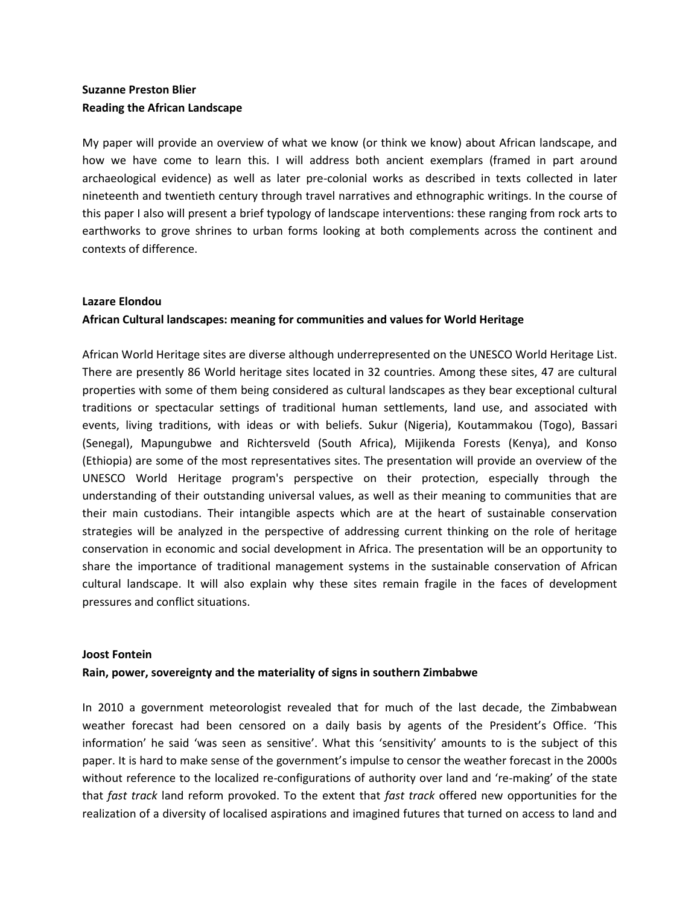**Suzanne Preston Blier**
**Reading the African Landscape**

My paper will provide an overview of what we know (or think we know) about African landscape, and how we have come to learn this. I will address both ancient exemplars (framed in part around archaeological evidence) as well as later pre-colonial works as described in texts collected in later nineteenth and twentieth century through travel narratives and ethnographic writings. In the course of this paper I also will present a brief typology of landscape interventions: these ranging from rock arts to earthworks to grove shrines to urban forms looking at both complements across the continent and contexts of difference.

**Lazare Elondou**
**African Cultural landscapes: meaning for communities and values for World Heritage**

African World Heritage sites are diverse although underrepresented on the UNESCO World Heritage List. There are presently 86 World heritage sites located in 32 countries. Among these sites, 47 are cultural properties with some of them being considered as cultural landscapes as they bear exceptional cultural traditions or spectacular settings of traditional human settlements, land use, and associated with events, living traditions, with ideas or with beliefs. Sukur (Nigeria), Koutammakou (Togo), Bassari (Senegal), Mapungubwe and Richtersveld (South Africa), Mijikenda Forests (Kenya), and Konso (Ethiopia) are some of the most representatives sites. The presentation will provide an overview of the UNESCO World Heritage program's perspective on their protection, especially through the understanding of their outstanding universal values, as well as their meaning to communities that are their main custodians. Their intangible aspects which are at the heart of sustainable conservation strategies will be analyzed in the perspective of addressing current thinking on the role of heritage conservation in economic and social development in Africa. The presentation will be an opportunity to share the importance of traditional management systems in the sustainable conservation of African cultural landscape. It will also explain why these sites remain fragile in the faces of development pressures and conflict situations.

**Joost Fontein**
**Rain, power, sovereignty and the materiality of signs in southern Zimbabwe**

In 2010 a government meteorologist revealed that for much of the last decade, the Zimbabwean weather forecast had been censored on a daily basis by agents of the President's Office. 'This information' he said 'was seen as sensitive'. What this 'sensitivity' amounts to is the subject of this paper. It is hard to make sense of the government's impulse to censor the weather forecast in the 2000s without reference to the localized re-configurations of authority over land and 're-making' of the state that *fast track* land reform provoked. To the extent that *fast track* offered new opportunities for the realization of a diversity of localised aspirations and imagined futures that turned on access to land and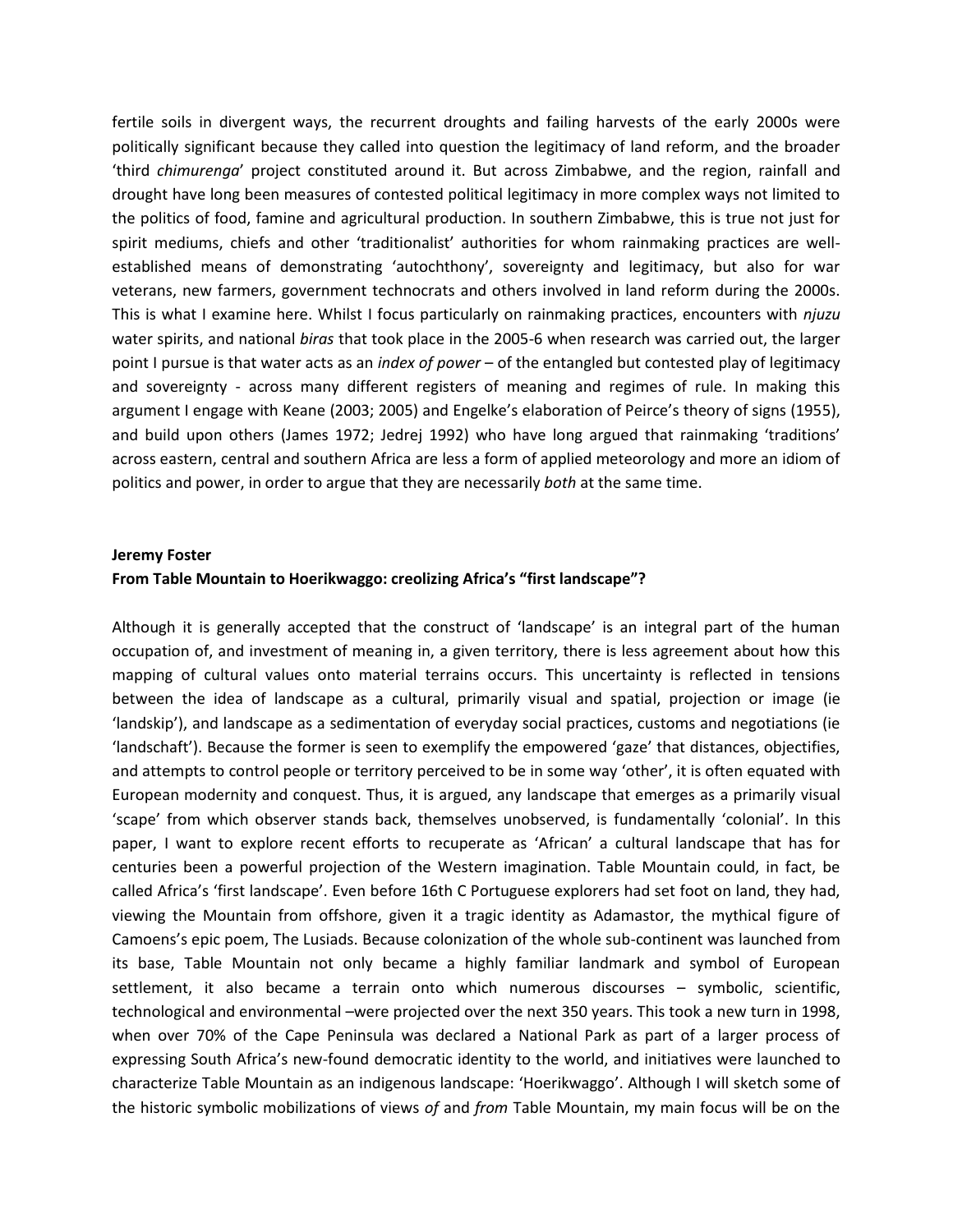fertile soils in divergent ways, the recurrent droughts and failing harvests of the early 2000s were politically significant because they called into question the legitimacy of land reform, and the broader 'third *chimurenga*' project constituted around it. But across Zimbabwe, and the region, rainfall and drought have long been measures of contested political legitimacy in more complex ways not limited to the politics of food, famine and agricultural production. In southern Zimbabwe, this is true not just for spirit mediums, chiefs and other 'traditionalist' authorities for whom rainmaking practices are well-established means of demonstrating 'autochthony', sovereignty and legitimacy, but also for war veterans, new farmers, government technocrats and others involved in land reform during the 2000s. This is what I examine here. Whilst I focus particularly on rainmaking practices, encounters with *njuzu* water spirits, and national *biras* that took place in the 2005-6 when research was carried out, the larger point I pursue is that water acts as an *index of power* – of the entangled but contested play of legitimacy and sovereignty - across many different registers of meaning and regimes of rule. In making this argument I engage with Keane (2003; 2005) and Engelke's elaboration of Peirce's theory of signs (1955), and build upon others (James 1972; Jedrej 1992) who have long argued that rainmaking 'traditions' across eastern, central and southern Africa are less a form of applied meteorology and more an idiom of politics and power, in order to argue that they are necessarily *both* at the same time.

**Jeremy Foster**

**From Table Mountain to Hoerikwaggo: creolizing Africa's "first landscape"?**

Although it is generally accepted that the construct of 'landscape' is an integral part of the human occupation of, and investment of meaning in, a given territory, there is less agreement about how this mapping of cultural values onto material terrains occurs. This uncertainty is reflected in tensions between the idea of landscape as a cultural, primarily visual and spatial, projection or image (ie 'landskip'), and landscape as a sedimentation of everyday social practices, customs and negotiations (ie 'landschaft'). Because the former is seen to exemplify the empowered 'gaze' that distances, objectifies, and attempts to control people or territory perceived to be in some way 'other', it is often equated with European modernity and conquest. Thus, it is argued, any landscape that emerges as a primarily visual 'scape' from which observer stands back, themselves unobserved, is fundamentally 'colonial'. In this paper, I want to explore recent efforts to recuperate as 'African' a cultural landscape that has for centuries been a powerful projection of the Western imagination. Table Mountain could, in fact, be called Africa's 'first landscape'. Even before 16th C Portuguese explorers had set foot on land, they had, viewing the Mountain from offshore, given it a tragic identity as Adamastor, the mythical figure of Camoens's epic poem, The Lusiads. Because colonization of the whole sub-continent was launched from its base, Table Mountain not only became a highly familiar landmark and symbol of European settlement, it also became a terrain onto which numerous discourses – symbolic, scientific, technological and environmental –were projected over the next 350 years. This took a new turn in 1998, when over 70% of the Cape Peninsula was declared a National Park as part of a larger process of expressing South Africa's new-found democratic identity to the world, and initiatives were launched to characterize Table Mountain as an indigenous landscape: 'Hoerikwaggo'. Although I will sketch some of the historic symbolic mobilizations of views *of* and *from* Table Mountain, my main focus will be on the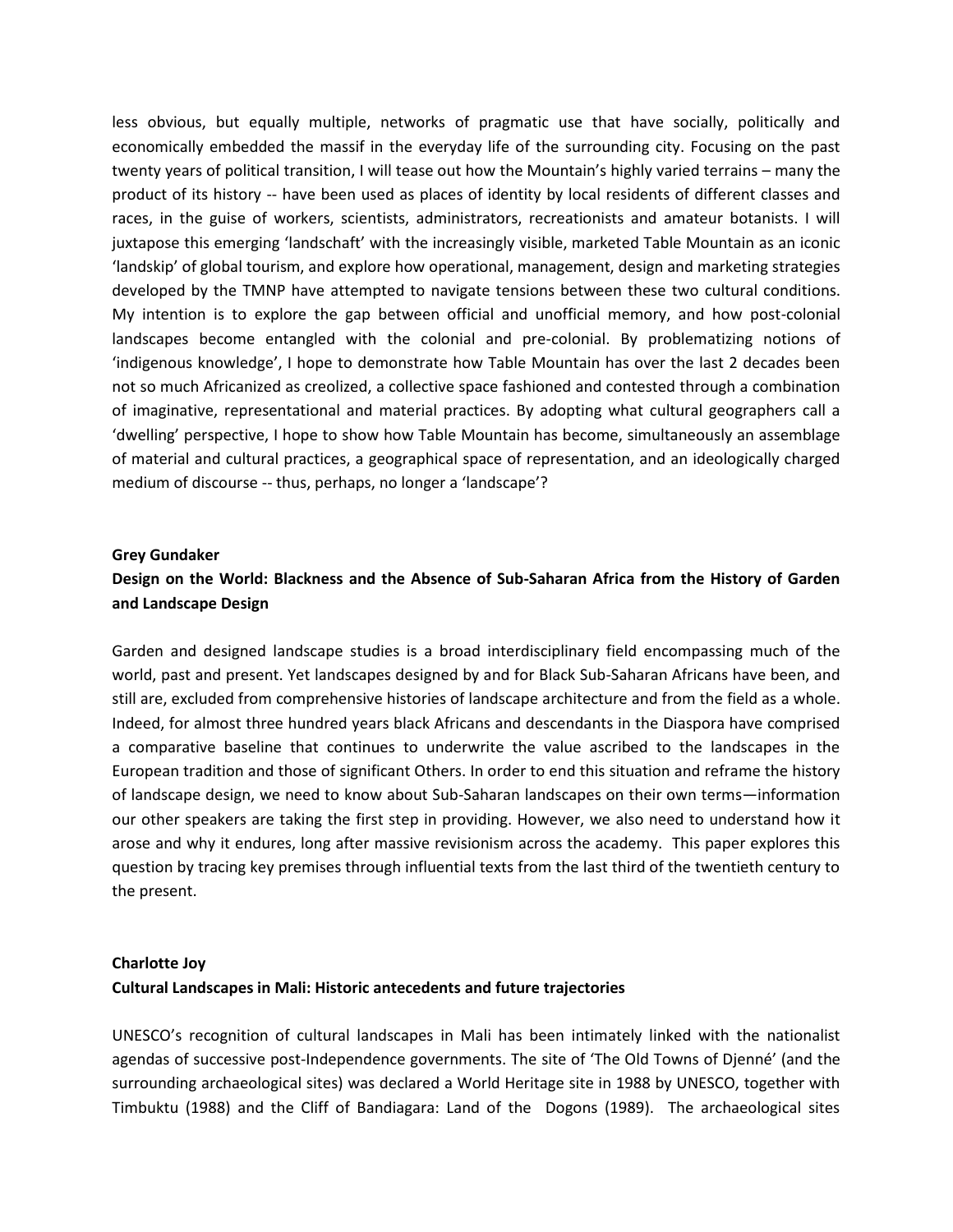less obvious, but equally multiple, networks of pragmatic use that have socially, politically and economically embedded the massif in the everyday life of the surrounding city. Focusing on the past twenty years of political transition, I will tease out how the Mountain's highly varied terrains – many the product of its history -- have been used as places of identity by local residents of different classes and races, in the guise of workers, scientists, administrators, recreationists and amateur botanists. I will juxtapose this emerging 'landschaft' with the increasingly visible, marketed Table Mountain as an iconic 'landskip' of global tourism, and explore how operational, management, design and marketing strategies developed by the TMNP have attempted to navigate tensions between these two cultural conditions. My intention is to explore the gap between official and unofficial memory, and how post-colonial landscapes become entangled with the colonial and pre-colonial. By problematizing notions of 'indigenous knowledge', I hope to demonstrate how Table Mountain has over the last 2 decades been not so much Africanized as creolized, a collective space fashioned and contested through a combination of imaginative, representational and material practices. By adopting what cultural geographers call a 'dwelling' perspective, I hope to show how Table Mountain has become, simultaneously an assemblage of material and cultural practices, a geographical space of representation, and an ideologically charged medium of discourse -- thus, perhaps, no longer a 'landscape'?

**Grey Gundaker**

**Design on the World: Blackness and the Absence of Sub-Saharan Africa from the History of Garden and Landscape Design**

Garden and designed landscape studies is a broad interdisciplinary field encompassing much of the world, past and present. Yet landscapes designed by and for Black Sub-Saharan Africans have been, and still are, excluded from comprehensive histories of landscape architecture and from the field as a whole. Indeed, for almost three hundred years black Africans and descendants in the Diaspora have comprised a comparative baseline that continues to underwrite the value ascribed to the landscapes in the European tradition and those of significant Others. In order to end this situation and reframe the history of landscape design, we need to know about Sub-Saharan landscapes on their own terms—information our other speakers are taking the first step in providing. However, we also need to understand how it arose and why it endures, long after massive revisionism across the academy. This paper explores this question by tracing key premises through influential texts from the last third of the twentieth century to the present.

**Charlotte Joy**

**Cultural Landscapes in Mali: Historic antecedents and future trajectories**

UNESCO's recognition of cultural landscapes in Mali has been intimately linked with the nationalist agendas of successive post-Independence governments. The site of 'The Old Towns of Djenné' (and the surrounding archaeological sites) was declared a World Heritage site in 1988 by UNESCO, together with Timbuktu (1988) and the Cliff of Bandiagara: Land of the Dogons (1989). The archaeological sites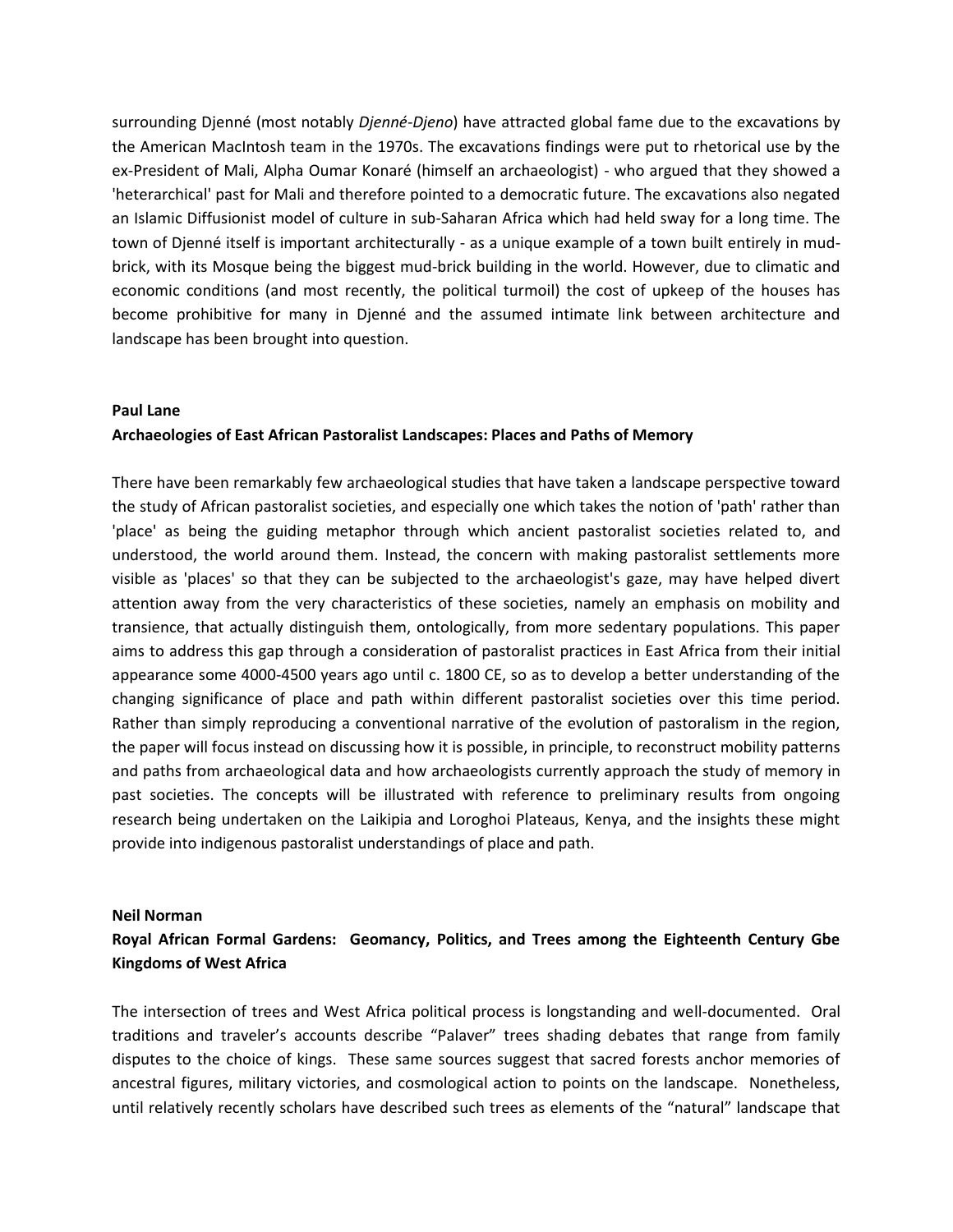surrounding Djenné (most notably *Djenné-Djeno*) have attracted global fame due to the excavations by the American MacIntosh team in the 1970s. The excavations findings were put to rhetorical use by the ex-President of Mali, Alpha Oumar Konaré (himself an archaeologist) - who argued that they showed a 'heterarchical' past for Mali and therefore pointed to a democratic future. The excavations also negated an Islamic Diffusionist model of culture in sub-Saharan Africa which had held sway for a long time. The town of Djenné itself is important architecturally - as a unique example of a town built entirely in mud-brick, with its Mosque being the biggest mud-brick building in the world. However, due to climatic and economic conditions (and most recently, the political turmoil) the cost of upkeep of the houses has become prohibitive for many in Djenné and the assumed intimate link between architecture and landscape has been brought into question.

**Paul Lane**

**Archaeologies of East African Pastoralist Landscapes: Places and Paths of Memory**

There have been remarkably few archaeological studies that have taken a landscape perspective toward the study of African pastoralist societies, and especially one which takes the notion of 'path' rather than 'place' as being the guiding metaphor through which ancient pastoralist societies related to, and understood, the world around them. Instead, the concern with making pastoralist settlements more visible as 'places' so that they can be subjected to the archaeologist's gaze, may have helped divert attention away from the very characteristics of these societies, namely an emphasis on mobility and transience, that actually distinguish them, ontologically, from more sedentary populations. This paper aims to address this gap through a consideration of pastoralist practices in East Africa from their initial appearance some 4000-4500 years ago until c. 1800 CE, so as to develop a better understanding of the changing significance of place and path within different pastoralist societies over this time period. Rather than simply reproducing a conventional narrative of the evolution of pastoralism in the region, the paper will focus instead on discussing how it is possible, in principle, to reconstruct mobility patterns and paths from archaeological data and how archaeologists currently approach the study of memory in past societies. The concepts will be illustrated with reference to preliminary results from ongoing research being undertaken on the Laikipia and Loroghoi Plateaus, Kenya, and the insights these might provide into indigenous pastoralist understandings of place and path.

**Neil Norman**

**Royal African Formal Gardens: Geomancy, Politics, and Trees among the Eighteenth Century Gbe Kingdoms of West Africa**

The intersection of trees and West Africa political process is longstanding and well-documented. Oral traditions and traveler's accounts describe "Palaver" trees shading debates that range from family disputes to the choice of kings. These same sources suggest that sacred forests anchor memories of ancestral figures, military victories, and cosmological action to points on the landscape. Nonetheless, until relatively recently scholars have described such trees as elements of the "natural" landscape that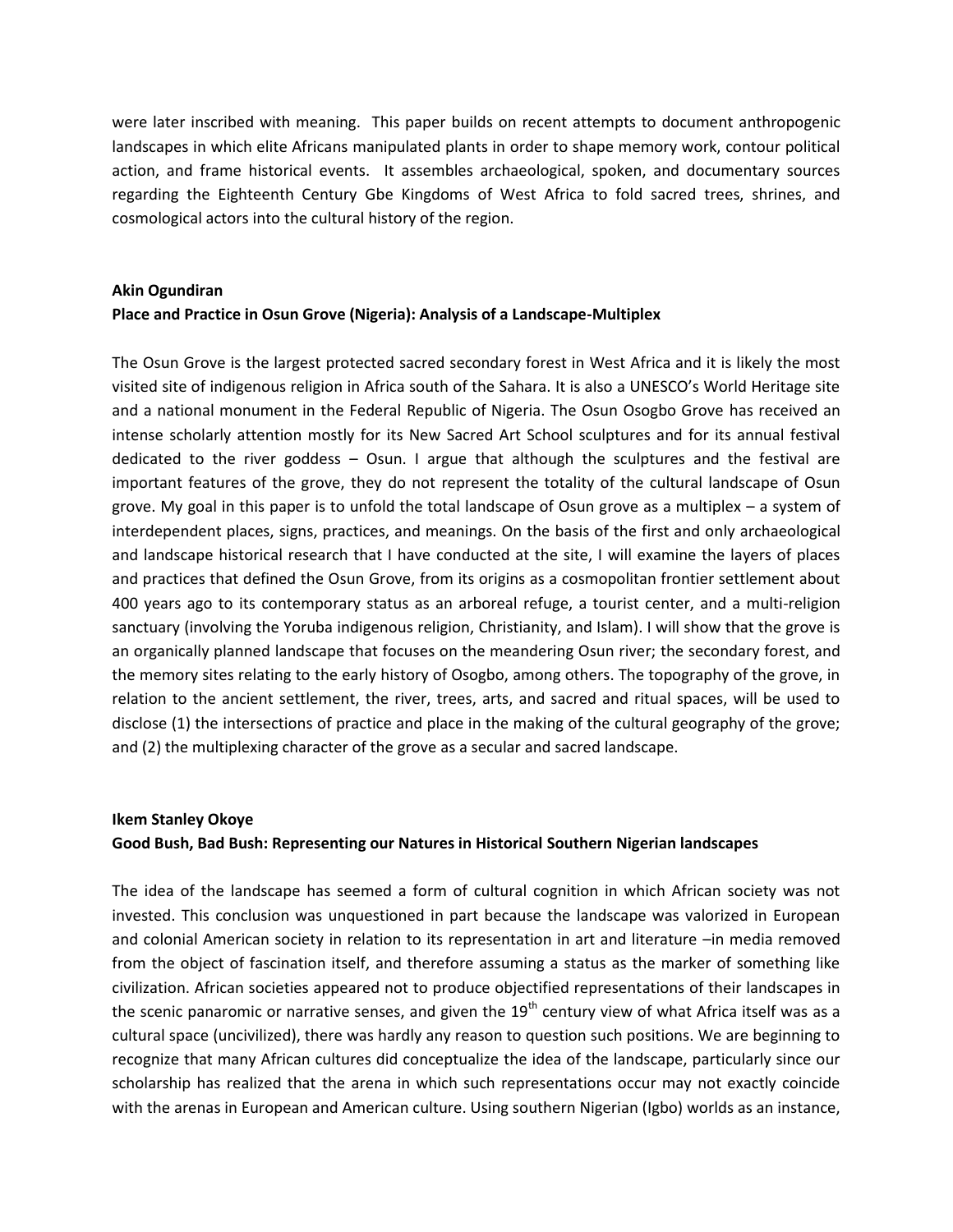were later inscribed with meaning. This paper builds on recent attempts to document anthropogenic landscapes in which elite Africans manipulated plants in order to shape memory work, contour political action, and frame historical events. It assembles archaeological, spoken, and documentary sources regarding the Eighteenth Century Gbe Kingdoms of West Africa to fold sacred trees, shrines, and cosmological actors into the cultural history of the region.

**Akin Ogundiran**
**Place and Practice in Osun Grove (Nigeria): Analysis of a Landscape-Multiplex**

The Osun Grove is the largest protected sacred secondary forest in West Africa and it is likely the most visited site of indigenous religion in Africa south of the Sahara. It is also a UNESCO's World Heritage site and a national monument in the Federal Republic of Nigeria. The Osun Osogbo Grove has received an intense scholarly attention mostly for its New Sacred Art School sculptures and for its annual festival dedicated to the river goddess – Osun. I argue that although the sculptures and the festival are important features of the grove, they do not represent the totality of the cultural landscape of Osun grove. My goal in this paper is to unfold the total landscape of Osun grove as a multiplex – a system of interdependent places, signs, practices, and meanings. On the basis of the first and only archaeological and landscape historical research that I have conducted at the site, I will examine the layers of places and practices that defined the Osun Grove, from its origins as a cosmopolitan frontier settlement about 400 years ago to its contemporary status as an arboreal refuge, a tourist center, and a multi-religion sanctuary (involving the Yoruba indigenous religion, Christianity, and Islam). I will show that the grove is an organically planned landscape that focuses on the meandering Osun river; the secondary forest, and the memory sites relating to the early history of Osogbo, among others. The topography of the grove, in relation to the ancient settlement, the river, trees, arts, and sacred and ritual spaces, will be used to disclose (1) the intersections of practice and place in the making of the cultural geography of the grove; and (2) the multiplexing character of the grove as a secular and sacred landscape.

**Ikem Stanley Okoye**
**Good Bush, Bad Bush: Representing our Natures in Historical Southern Nigerian landscapes**

The idea of the landscape has seemed a form of cultural cognition in which African society was not invested. This conclusion was unquestioned in part because the landscape was valorized in European and colonial American society in relation to its representation in art and literature –in media removed from the object of fascination itself, and therefore assuming a status as the marker of something like civilization. African societies appeared not to produce objectified representations of their landscapes in the scenic panaromic or narrative senses, and given the 19th century view of what Africa itself was as a cultural space (uncivilized), there was hardly any reason to question such positions. We are beginning to recognize that many African cultures did conceptualize the idea of the landscape, particularly since our scholarship has realized that the arena in which such representations occur may not exactly coincide with the arenas in European and American culture. Using southern Nigerian (Igbo) worlds as an instance,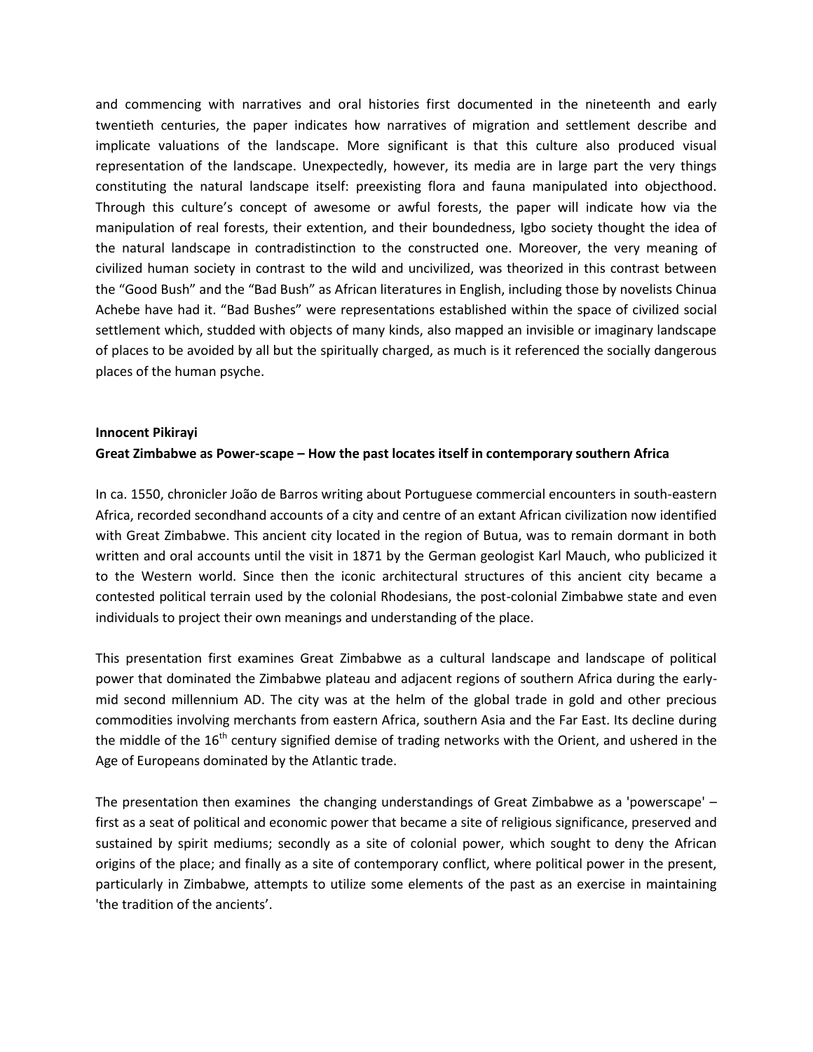and commencing with narratives and oral histories first documented in the nineteenth and early twentieth centuries, the paper indicates how narratives of migration and settlement describe and implicate valuations of the landscape. More significant is that this culture also produced visual representation of the landscape. Unexpectedly, however, its media are in large part the very things constituting the natural landscape itself: preexisting flora and fauna manipulated into objecthood. Through this culture's concept of awesome or awful forests, the paper will indicate how via the manipulation of real forests, their extention, and their boundedness, Igbo society thought the idea of the natural landscape in contradistinction to the constructed one. Moreover, the very meaning of civilized human society in contrast to the wild and uncivilized, was theorized in this contrast between the "Good Bush" and the "Bad Bush" as African literatures in English, including those by novelists Chinua Achebe have had it. "Bad Bushes" were representations established within the space of civilized social settlement which, studded with objects of many kinds, also mapped an invisible or imaginary landscape of places to be avoided by all but the spiritually charged, as much is it referenced the socially dangerous places of the human psyche.

**Innocent Pikirayi**

**Great Zimbabwe as Power-scape – How the past locates itself in contemporary southern Africa**

In ca. 1550, chronicler João de Barros writing about Portuguese commercial encounters in south-eastern Africa, recorded secondhand accounts of a city and centre of an extant African civilization now identified with Great Zimbabwe. This ancient city located in the region of Butua, was to remain dormant in both written and oral accounts until the visit in 1871 by the German geologist Karl Mauch, who publicized it to the Western world. Since then the iconic architectural structures of this ancient city became a contested political terrain used by the colonial Rhodesians, the post-colonial Zimbabwe state and even individuals to project their own meanings and understanding of the place.

This presentation first examines Great Zimbabwe as a cultural landscape and landscape of political power that dominated the Zimbabwe plateau and adjacent regions of southern Africa during the early-mid second millennium AD. The city was at the helm of the global trade in gold and other precious commodities involving merchants from eastern Africa, southern Asia and the Far East. Its decline during the middle of the 16th century signified demise of trading networks with the Orient, and ushered in the Age of Europeans dominated by the Atlantic trade.

The presentation then examines the changing understandings of Great Zimbabwe as a 'powerscape' – first as a seat of political and economic power that became a site of religious significance, preserved and sustained by spirit mediums; secondly as a site of colonial power, which sought to deny the African origins of the place; and finally as a site of contemporary conflict, where political power in the present, particularly in Zimbabwe, attempts to utilize some elements of the past as an exercise in maintaining 'the tradition of the ancients'.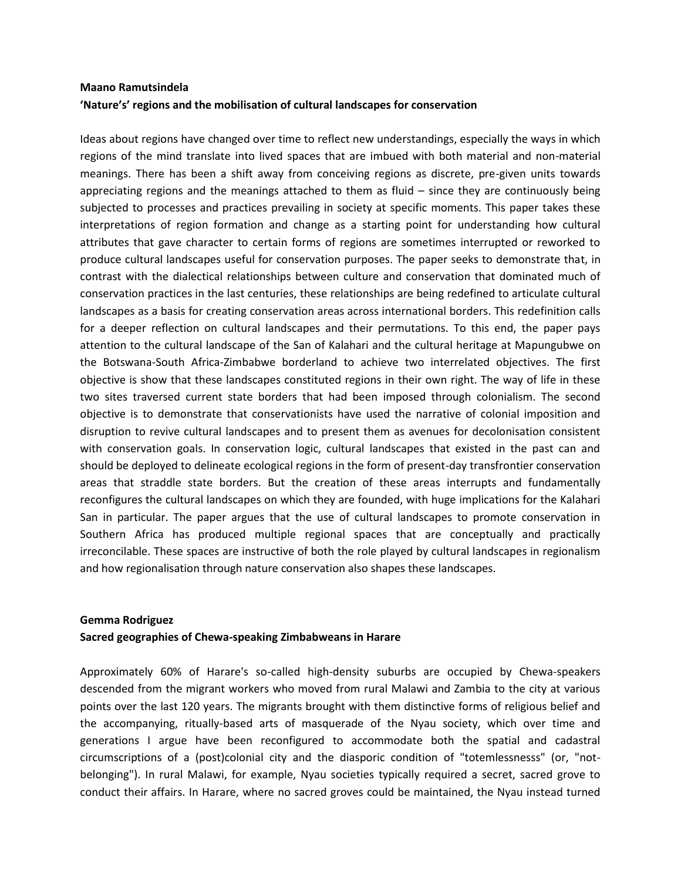**Maano Ramutsindela**

**'Nature's' regions and the mobilisation of cultural landscapes for conservation**

Ideas about regions have changed over time to reflect new understandings, especially the ways in which regions of the mind translate into lived spaces that are imbued with both material and non-material meanings. There has been a shift away from conceiving regions as discrete, pre-given units towards appreciating regions and the meanings attached to them as fluid – since they are continuously being subjected to processes and practices prevailing in society at specific moments. This paper takes these interpretations of region formation and change as a starting point for understanding how cultural attributes that gave character to certain forms of regions are sometimes interrupted or reworked to produce cultural landscapes useful for conservation purposes. The paper seeks to demonstrate that, in contrast with the dialectical relationships between culture and conservation that dominated much of conservation practices in the last centuries, these relationships are being redefined to articulate cultural landscapes as a basis for creating conservation areas across international borders. This redefinition calls for a deeper reflection on cultural landscapes and their permutations. To this end, the paper pays attention to the cultural landscape of the San of Kalahari and the cultural heritage at Mapungubwe on the Botswana-South Africa-Zimbabwe borderland to achieve two interrelated objectives. The first objective is show that these landscapes constituted regions in their own right. The way of life in these two sites traversed current state borders that had been imposed through colonialism. The second objective is to demonstrate that conservationists have used the narrative of colonial imposition and disruption to revive cultural landscapes and to present them as avenues for decolonisation consistent with conservation goals. In conservation logic, cultural landscapes that existed in the past can and should be deployed to delineate ecological regions in the form of present-day transfrontier conservation areas that straddle state borders. But the creation of these areas interrupts and fundamentally reconfigures the cultural landscapes on which they are founded, with huge implications for the Kalahari San in particular. The paper argues that the use of cultural landscapes to promote conservation in Southern Africa has produced multiple regional spaces that are conceptually and practically irreconcilable. These spaces are instructive of both the role played by cultural landscapes in regionalism and how regionalisation through nature conservation also shapes these landscapes.

**Gemma Rodriguez**

**Sacred geographies of Chewa-speaking Zimbabweans in Harare**

Approximately 60% of Harare's so-called high-density suburbs are occupied by Chewa-speakers descended from the migrant workers who moved from rural Malawi and Zambia to the city at various points over the last 120 years. The migrants brought with them distinctive forms of religious belief and the accompanying, ritually-based arts of masquerade of the Nyau society, which over time and generations I argue have been reconfigured to accommodate both the spatial and cadastral circumscriptions of a (post)colonial city and the diasporic condition of "totemlessnesss" (or, "not-belonging"). In rural Malawi, for example, Nyau societies typically required a secret, sacred grove to conduct their affairs. In Harare, where no sacred groves could be maintained, the Nyau instead turned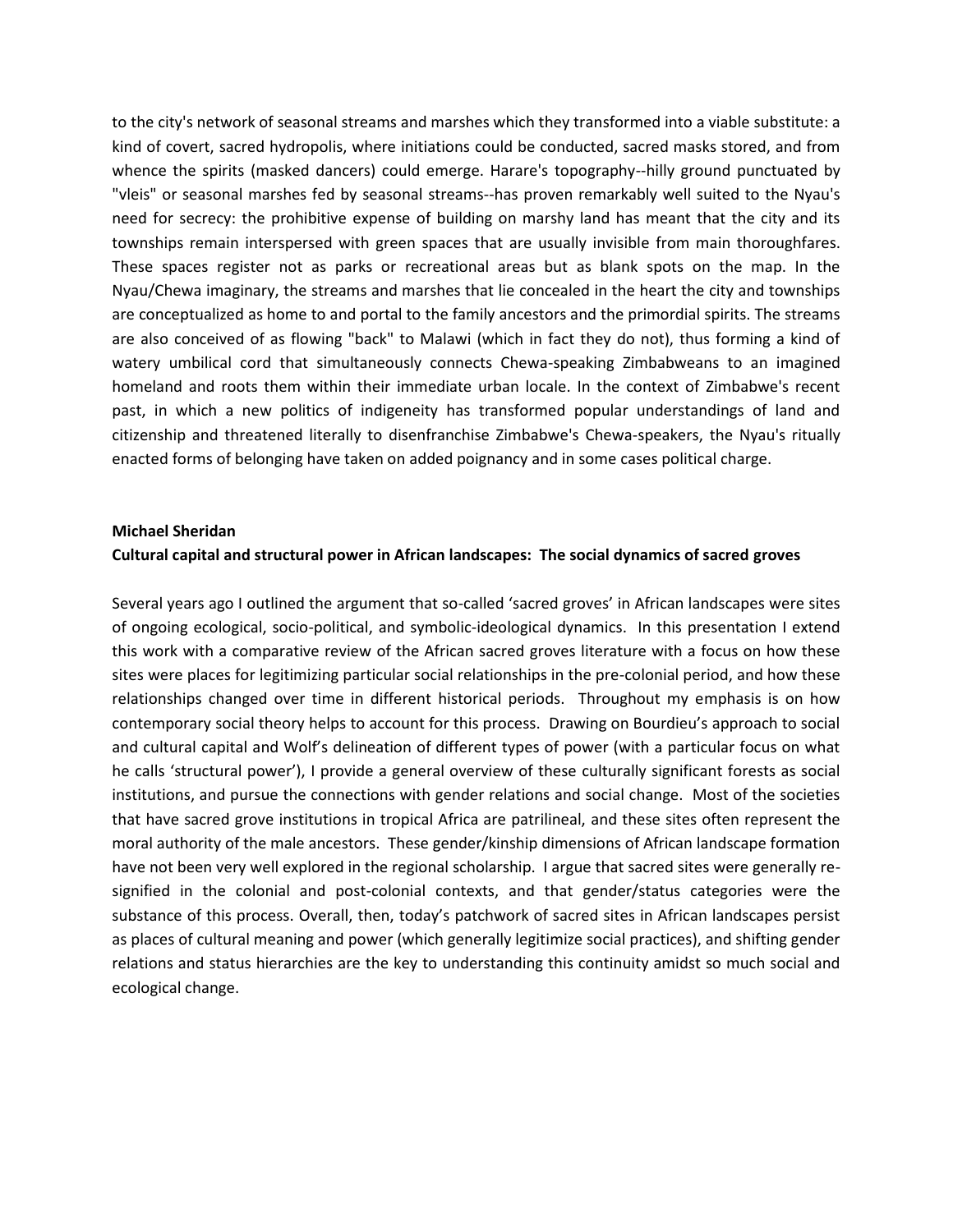to the city's network of seasonal streams and marshes which they transformed into a viable substitute: a kind of covert, sacred hydropolis, where initiations could be conducted, sacred masks stored, and from whence the spirits (masked dancers) could emerge. Harare's topography--hilly ground punctuated by "vleis" or seasonal marshes fed by seasonal streams--has proven remarkably well suited to the Nyau's need for secrecy: the prohibitive expense of building on marshy land has meant that the city and its townships remain interspersed with green spaces that are usually invisible from main thoroughfares. These spaces register not as parks or recreational areas but as blank spots on the map. In the Nyau/Chewa imaginary, the streams and marshes that lie concealed in the heart the city and townships are conceptualized as home to and portal to the family ancestors and the primordial spirits. The streams are also conceived of as flowing "back" to Malawi (which in fact they do not), thus forming a kind of watery umbilical cord that simultaneously connects Chewa-speaking Zimbabweans to an imagined homeland and roots them within their immediate urban locale. In the context of Zimbabwe's recent past, in which a new politics of indigeneity has transformed popular understandings of land and citizenship and threatened literally to disenfranchise Zimbabwe's Chewa-speakers, the Nyau's ritually enacted forms of belonging have taken on added poignancy and in some cases political charge.

**Michael Sheridan**

**Cultural capital and structural power in African landscapes: The social dynamics of sacred groves**

Several years ago I outlined the argument that so-called 'sacred groves' in African landscapes were sites of ongoing ecological, socio-political, and symbolic-ideological dynamics. In this presentation I extend this work with a comparative review of the African sacred groves literature with a focus on how these sites were places for legitimizing particular social relationships in the pre-colonial period, and how these relationships changed over time in different historical periods. Throughout my emphasis is on how contemporary social theory helps to account for this process. Drawing on Bourdieu's approach to social and cultural capital and Wolf's delineation of different types of power (with a particular focus on what he calls 'structural power'), I provide a general overview of these culturally significant forests as social institutions, and pursue the connections with gender relations and social change. Most of the societies that have sacred grove institutions in tropical Africa are patrilineal, and these sites often represent the moral authority of the male ancestors. These gender/kinship dimensions of African landscape formation have not been very well explored in the regional scholarship. I argue that sacred sites were generally re-signified in the colonial and post-colonial contexts, and that gender/status categories were the substance of this process. Overall, then, today's patchwork of sacred sites in African landscapes persist as places of cultural meaning and power (which generally legitimize social practices), and shifting gender relations and status hierarchies are the key to understanding this continuity amidst so much social and ecological change.